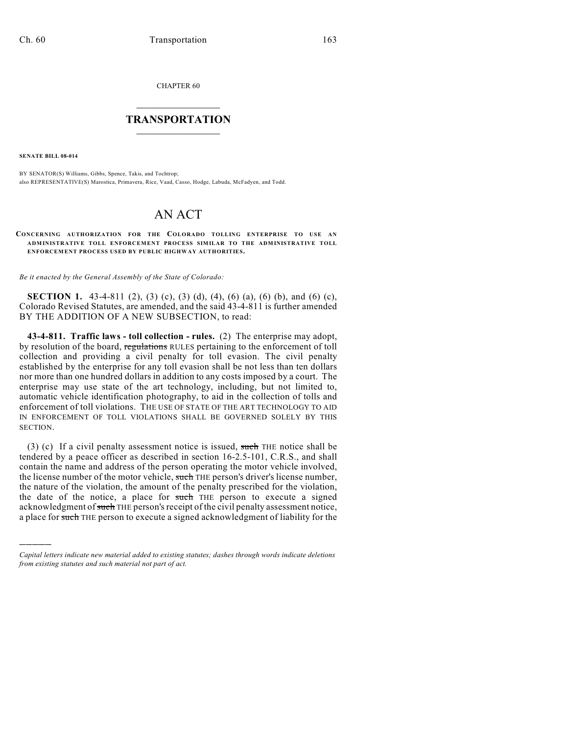CHAPTER 60

# TRANSPORTATION

**SENATE BILL 08-014**

BY SENATOR(S) Williams, Gibbs, Spence, Takis, and Tochtrop;
also REPRESENTATIVE(S) Marostica, Primavera, Rice, Vaad, Casso, Hodge, Labuda, McFadyen, and Todd.

# AN ACT

**CONCERNING AUTHORIZATION FOR THE COLORADO TOLLING ENTERPRISE TO USE AN ADMINISTRATIVE TOLL ENFORCEMENT PROCESS SIMILAR TO THE ADMINISTRATIVE TOLL ENFORCEMENT PROCESS USED BY PUBLIC HIGHWAY AUTHORITIES.**

*Be it enacted by the General Assembly of the State of Colorado:*

**SECTION 1.** 43-4-811 (2), (3) (c), (3) (d), (4), (6) (a), (6) (b), and (6) (c), Colorado Revised Statutes, are amended, and the said 43-4-811 is further amended BY THE ADDITION OF A NEW SUBSECTION, to read:

**43-4-811. Traffic laws - toll collection - rules.** (2) The enterprise may adopt, by resolution of the board, ~~regulations~~ RULES pertaining to the enforcement of toll collection and providing a civil penalty for toll evasion. The civil penalty established by the enterprise for any toll evasion shall be not less than ten dollars nor more than one hundred dollars in addition to any costs imposed by a court. The enterprise may use state of the art technology, including, but not limited to, automatic vehicle identification photography, to aid in the collection of tolls and enforcement of toll violations. THE USE OF STATE OF THE ART TECHNOLOGY TO AID IN ENFORCEMENT OF TOLL VIOLATIONS SHALL BE GOVERNED SOLELY BY THIS SECTION.

(3) (c) If a civil penalty assessment notice is issued, ~~such~~ THE notice shall be tendered by a peace officer as described in section 16-2.5-101, C.R.S., and shall contain the name and address of the person operating the motor vehicle involved, the license number of the motor vehicle, ~~such~~ THE person's driver's license number, the nature of the violation, the amount of the penalty prescribed for the violation, the date of the notice, a place for ~~such~~ THE person to execute a signed acknowledgment of ~~such~~ THE person's receipt of the civil penalty assessment notice, a place for ~~such~~ THE person to execute a signed acknowledgment of liability for the

---

*Capital letters indicate new material added to existing statutes; dashes through words indicate deletions from existing statutes and such material not part of act.*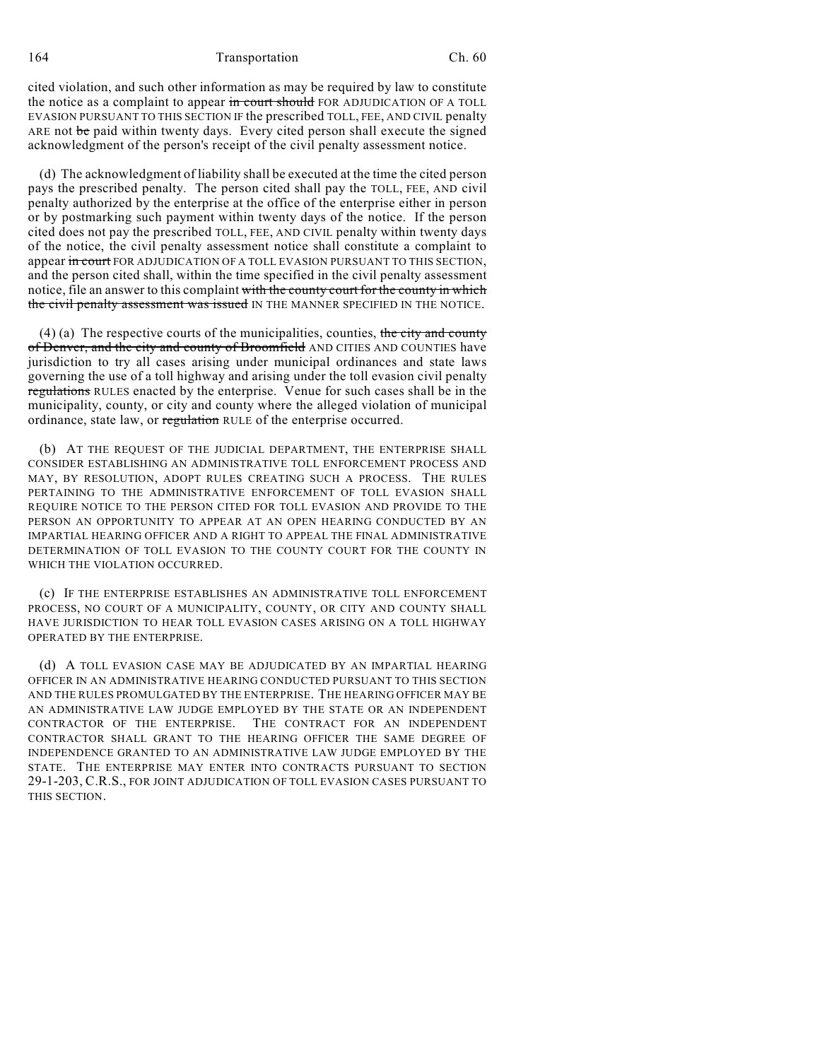cited violation, and such other information as may be required by law to constitute the notice as a complaint to appear ~~in court should~~ FOR ADJUDICATION OF A TOLL EVASION PURSUANT TO THIS SECTION IF the prescribed TOLL, FEE, AND CIVIL penalty ARE not ~~be~~ paid within twenty days. Every cited person shall execute the signed acknowledgment of the person's receipt of the civil penalty assessment notice.

(d) The acknowledgment of liability shall be executed at the time the cited person pays the prescribed penalty. The person cited shall pay the TOLL, FEE, AND civil penalty authorized by the enterprise at the office of the enterprise either in person or by postmarking such payment within twenty days of the notice. If the person cited does not pay the prescribed TOLL, FEE, AND CIVIL penalty within twenty days of the notice, the civil penalty assessment notice shall constitute a complaint to appear ~~in court~~ FOR ADJUDICATION OF A TOLL EVASION PURSUANT TO THIS SECTION, and the person cited shall, within the time specified in the civil penalty assessment notice, file an answer to this complaint ~~with the county court for the county in which the civil penalty assessment was issued~~ IN THE MANNER SPECIFIED IN THE NOTICE.

(4) (a) The respective courts of the municipalities, counties, ~~the city and county of Denver, and the city and county of Broomfield~~ AND CITIES AND COUNTIES have jurisdiction to try all cases arising under municipal ordinances and state laws governing the use of a toll highway and arising under the toll evasion civil penalty ~~regulations~~ RULES enacted by the enterprise. Venue for such cases shall be in the municipality, county, or city and county where the alleged violation of municipal ordinance, state law, or ~~regulation~~ RULE of the enterprise occurred.

(b) AT THE REQUEST OF THE JUDICIAL DEPARTMENT, THE ENTERPRISE SHALL CONSIDER ESTABLISHING AN ADMINISTRATIVE TOLL ENFORCEMENT PROCESS AND MAY, BY RESOLUTION, ADOPT RULES CREATING SUCH A PROCESS. THE RULES PERTAINING TO THE ADMINISTRATIVE ENFORCEMENT OF TOLL EVASION SHALL REQUIRE NOTICE TO THE PERSON CITED FOR TOLL EVASION AND PROVIDE TO THE PERSON AN OPPORTUNITY TO APPEAR AT AN OPEN HEARING CONDUCTED BY AN IMPARTIAL HEARING OFFICER AND A RIGHT TO APPEAL THE FINAL ADMINISTRATIVE DETERMINATION OF TOLL EVASION TO THE COUNTY COURT FOR THE COUNTY IN WHICH THE VIOLATION OCCURRED.

(c) IF THE ENTERPRISE ESTABLISHES AN ADMINISTRATIVE TOLL ENFORCEMENT PROCESS, NO COURT OF A MUNICIPALITY, COUNTY, OR CITY AND COUNTY SHALL HAVE JURISDICTION TO HEAR TOLL EVASION CASES ARISING ON A TOLL HIGHWAY OPERATED BY THE ENTERPRISE.

(d) A TOLL EVASION CASE MAY BE ADJUDICATED BY AN IMPARTIAL HEARING OFFICER IN AN ADMINISTRATIVE HEARING CONDUCTED PURSUANT TO THIS SECTION AND THE RULES PROMULGATED BY THE ENTERPRISE. THE HEARING OFFICER MAY BE AN ADMINISTRATIVE LAW JUDGE EMPLOYED BY THE STATE OR AN INDEPENDENT CONTRACTOR OF THE ENTERPRISE. THE CONTRACT FOR AN INDEPENDENT CONTRACTOR SHALL GRANT TO THE HEARING OFFICER THE SAME DEGREE OF INDEPENDENCE GRANTED TO AN ADMINISTRATIVE LAW JUDGE EMPLOYED BY THE STATE. THE ENTERPRISE MAY ENTER INTO CONTRACTS PURSUANT TO SECTION 29-1-203, C.R.S., FOR JOINT ADJUDICATION OF TOLL EVASION CASES PURSUANT TO THIS SECTION.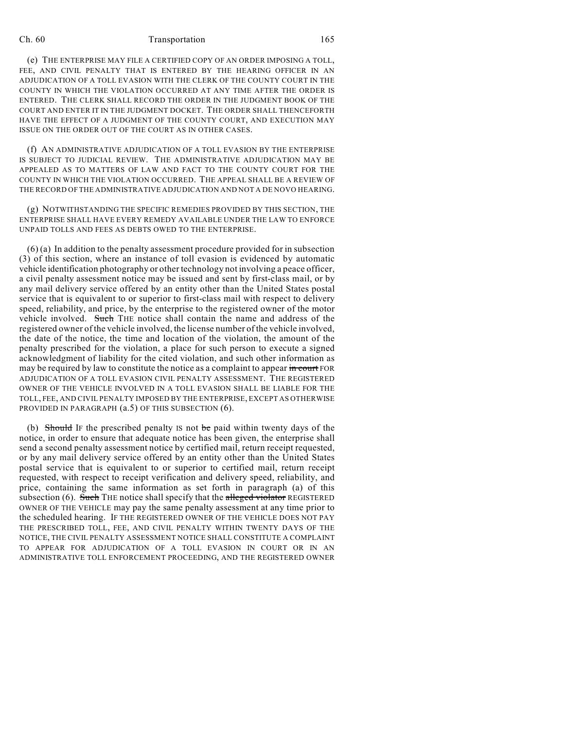(e) THE ENTERPRISE MAY FILE A CERTIFIED COPY OF AN ORDER IMPOSING A TOLL, FEE, AND CIVIL PENALTY THAT IS ENTERED BY THE HEARING OFFICER IN AN ADJUDICATION OF A TOLL EVASION WITH THE CLERK OF THE COUNTY COURT IN THE COUNTY IN WHICH THE VIOLATION OCCURRED AT ANY TIME AFTER THE ORDER IS ENTERED. THE CLERK SHALL RECORD THE ORDER IN THE JUDGMENT BOOK OF THE COURT AND ENTER IT IN THE JUDGMENT DOCKET. THE ORDER SHALL THENCEFORTH HAVE THE EFFECT OF A JUDGMENT OF THE COUNTY COURT, AND EXECUTION MAY ISSUE ON THE ORDER OUT OF THE COURT AS IN OTHER CASES.

(f) AN ADMINISTRATIVE ADJUDICATION OF A TOLL EVASION BY THE ENTERPRISE IS SUBJECT TO JUDICIAL REVIEW. THE ADMINISTRATIVE ADJUDICATION MAY BE APPEALED AS TO MATTERS OF LAW AND FACT TO THE COUNTY COURT FOR THE COUNTY IN WHICH THE VIOLATION OCCURRED. THE APPEAL SHALL BE A REVIEW OF THE RECORD OF THE ADMINISTRATIVE ADJUDICATION AND NOT A DE NOVO HEARING.

(g) NOTWITHSTANDING THE SPECIFIC REMEDIES PROVIDED BY THIS SECTION, THE ENTERPRISE SHALL HAVE EVERY REMEDY AVAILABLE UNDER THE LAW TO ENFORCE UNPAID TOLLS AND FEES AS DEBTS OWED TO THE ENTERPRISE.

(6) (a) In addition to the penalty assessment procedure provided for in subsection (3) of this section, where an instance of toll evasion is evidenced by automatic vehicle identification photography or other technology not involving a peace officer, a civil penalty assessment notice may be issued and sent by first-class mail, or by any mail delivery service offered by an entity other than the United States postal service that is equivalent to or superior to first-class mail with respect to delivery speed, reliability, and price, by the enterprise to the registered owner of the motor vehicle involved. ~~Such~~ THE notice shall contain the name and address of the registered owner of the vehicle involved, the license number of the vehicle involved, the date of the notice, the time and location of the violation, the amount of the penalty prescribed for the violation, a place for such person to execute a signed acknowledgment of liability for the cited violation, and such other information as may be required by law to constitute the notice as a complaint to appear ~~in court~~ FOR ADJUDICATION OF A TOLL EVASION CIVIL PENALTY ASSESSMENT. THE REGISTERED OWNER OF THE VEHICLE INVOLVED IN A TOLL EVASION SHALL BE LIABLE FOR THE TOLL, FEE, AND CIVIL PENALTY IMPOSED BY THE ENTERPRISE, EXCEPT AS OTHERWISE PROVIDED IN PARAGRAPH (a.5) OF THIS SUBSECTION (6).

(b) ~~Should~~ IF the prescribed penalty IS not ~~be~~ paid within twenty days of the notice, in order to ensure that adequate notice has been given, the enterprise shall send a second penalty assessment notice by certified mail, return receipt requested, or by any mail delivery service offered by an entity other than the United States postal service that is equivalent to or superior to certified mail, return receipt requested, with respect to receipt verification and delivery speed, reliability, and price, containing the same information as set forth in paragraph (a) of this subsection (6). ~~Such~~ THE notice shall specify that the ~~alleged violator~~ REGISTERED OWNER OF THE VEHICLE may pay the same penalty assessment at any time prior to the scheduled hearing. IF THE REGISTERED OWNER OF THE VEHICLE DOES NOT PAY THE PRESCRIBED TOLL, FEE, AND CIVIL PENALTY WITHIN TWENTY DAYS OF THE NOTICE, THE CIVIL PENALTY ASSESSMENT NOTICE SHALL CONSTITUTE A COMPLAINT TO APPEAR FOR ADJUDICATION OF A TOLL EVASION IN COURT OR IN AN ADMINISTRATIVE TOLL ENFORCEMENT PROCEEDING, AND THE REGISTERED OWNER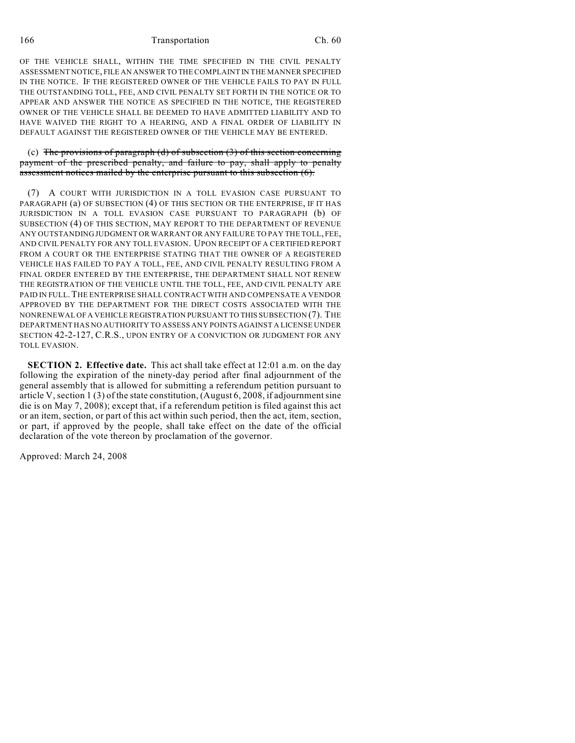OF THE VEHICLE SHALL, WITHIN THE TIME SPECIFIED IN THE CIVIL PENALTY ASSESSMENT NOTICE, FILE AN ANSWER TO THE COMPLAINT IN THE MANNER SPECIFIED IN THE NOTICE. IF THE REGISTERED OWNER OF THE VEHICLE FAILS TO PAY IN FULL THE OUTSTANDING TOLL, FEE, AND CIVIL PENALTY SET FORTH IN THE NOTICE OR TO APPEAR AND ANSWER THE NOTICE AS SPECIFIED IN THE NOTICE, THE REGISTERED OWNER OF THE VEHICLE SHALL BE DEEMED TO HAVE ADMITTED LIABILITY AND TO HAVE WAIVED THE RIGHT TO A HEARING, AND A FINAL ORDER OF LIABILITY IN DEFAULT AGAINST THE REGISTERED OWNER OF THE VEHICLE MAY BE ENTERED.

(c) ~~The provisions of paragraph (d) of subsection (3) of this section concerning payment of the prescribed penalty, and failure to pay, shall apply to penalty assessment notices mailed by the enterprise pursuant to this subsection (6).~~

(7) A COURT WITH JURISDICTION IN A TOLL EVASION CASE PURSUANT TO PARAGRAPH (a) OF SUBSECTION (4) OF THIS SECTION OR THE ENTERPRISE, IF IT HAS JURISDICTION IN A TOLL EVASION CASE PURSUANT TO PARAGRAPH (b) OF SUBSECTION (4) OF THIS SECTION, MAY REPORT TO THE DEPARTMENT OF REVENUE ANY OUTSTANDING JUDGMENT OR WARRANT OR ANY FAILURE TO PAY THE TOLL, FEE, AND CIVIL PENALTY FOR ANY TOLL EVASION. UPON RECEIPT OF A CERTIFIED REPORT FROM A COURT OR THE ENTERPRISE STATING THAT THE OWNER OF A REGISTERED VEHICLE HAS FAILED TO PAY A TOLL, FEE, AND CIVIL PENALTY RESULTING FROM A FINAL ORDER ENTERED BY THE ENTERPRISE, THE DEPARTMENT SHALL NOT RENEW THE REGISTRATION OF THE VEHICLE UNTIL THE TOLL, FEE, AND CIVIL PENALTY ARE PAID IN FULL. THE ENTERPRISE SHALL CONTRACT WITH AND COMPENSATE A VENDOR APPROVED BY THE DEPARTMENT FOR THE DIRECT COSTS ASSOCIATED WITH THE NONRENEWAL OF A VEHICLE REGISTRATION PURSUANT TO THIS SUBSECTION (7). THE DEPARTMENT HAS NO AUTHORITY TO ASSESS ANY POINTS AGAINST A LICENSE UNDER SECTION 42-2-127, C.R.S., UPON ENTRY OF A CONVICTION OR JUDGMENT FOR ANY TOLL EVASION.

**SECTION 2. Effective date.** This act shall take effect at 12:01 a.m. on the day following the expiration of the ninety-day period after final adjournment of the general assembly that is allowed for submitting a referendum petition pursuant to article V, section 1 (3) of the state constitution, (August 6, 2008, if adjournment sine die is on May 7, 2008); except that, if a referendum petition is filed against this act or an item, section, or part of this act within such period, then the act, item, section, or part, if approved by the people, shall take effect on the date of the official declaration of the vote thereon by proclamation of the governor.

Approved: March 24, 2008